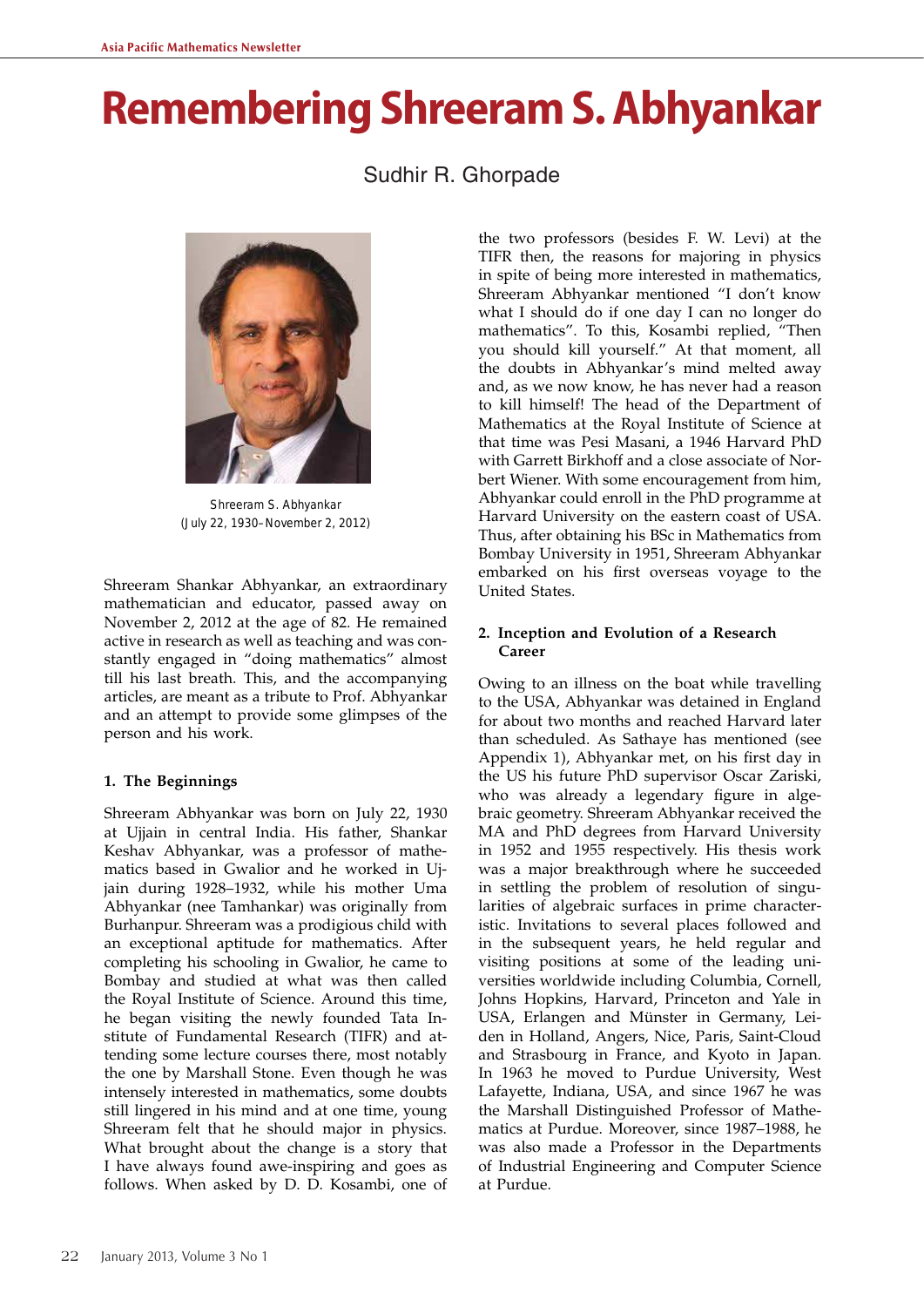# Remembering Shreeram S. Abhyankar

Sudhir R. Ghorpade

Shreeram S. Abhyankar
(July 22, 1930–November 2, 2012)

Shreeram Shankar Abhyankar, an extraordinary mathematician and educator, passed away on November 2, 2012 at the age of 82. He remained active in research as well as teaching and was constantly engaged in "doing mathematics" almost till his last breath. This, and the accompanying articles, are meant as a tribute to Prof. Abhyankar and an attempt to provide some glimpses of the person and his work.

## 1. The Beginnings

Shreeram Abhyankar was born on July 22, 1930 at Ujjain in central India. His father, Shankar Keshav Abhyankar, was a professor of mathematics based in Gwalior and he worked in Ujjain during 1928–1932, while his mother Uma Abhyankar (nee Tamhankar) was originally from Burhanpur. Shreeram was a prodigious child with an exceptional aptitude for mathematics. After completing his schooling in Gwalior, he came to Bombay and studied at what was then called the Royal Institute of Science. Around this time, he began visiting the newly founded Tata Institute of Fundamental Research (TIFR) and attending some lecture courses there, most notably the one by Marshall Stone. Even though he was intensely interested in mathematics, some doubts still lingered in his mind and at one time, young Shreeram felt that he should major in physics. What brought about the change is a story that I have always found awe-inspiring and goes as follows. When asked by D. D. Kosambi, one of the two professors (besides F. W. Levi) at the TIFR then, the reasons for majoring in physics in spite of being more interested in mathematics, Shreeram Abhyankar mentioned "I don't know what I should do if one day I can no longer do mathematics". To this, Kosambi replied, "Then you should kill yourself." At that moment, all the doubts in Abhyankar's mind melted away and, as we now know, he has never had a reason to kill himself! The head of the Department of Mathematics at the Royal Institute of Science at that time was Pesi Masani, a 1946 Harvard PhD with Garrett Birkhoff and a close associate of Norbert Wiener. With some encouragement from him, Abhyankar could enroll in the PhD programme at Harvard University on the eastern coast of USA. Thus, after obtaining his BSc in Mathematics from Bombay University in 1951, Shreeram Abhyankar embarked on his first overseas voyage to the United States.

## 2. Inception and Evolution of a Research Career

Owing to an illness on the boat while travelling to the USA, Abhyankar was detained in England for about two months and reached Harvard later than scheduled. As Sathaye has mentioned (see Appendix 1), Abhyankar met, on his first day in the US his future PhD supervisor Oscar Zariski, who was already a legendary figure in algebraic geometry. Shreeram Abhyankar received the MA and PhD degrees from Harvard University in 1952 and 1955 respectively. His thesis work was a major breakthrough where he succeeded in settling the problem of resolution of singularities of algebraic surfaces in prime characteristic. Invitations to several places followed and in the subsequent years, he held regular and visiting positions at some of the leading universities worldwide including Columbia, Cornell, Johns Hopkins, Harvard, Princeton and Yale in USA, Erlangen and Münster in Germany, Leiden in Holland, Angers, Nice, Paris, Saint-Cloud and Strasbourg in France, and Kyoto in Japan. In 1963 he moved to Purdue University, West Lafayette, Indiana, USA, and since 1967 he was the Marshall Distinguished Professor of Mathematics at Purdue. Moreover, since 1987–1988, he was also made a Professor in the Departments of Industrial Engineering and Computer Science at Purdue.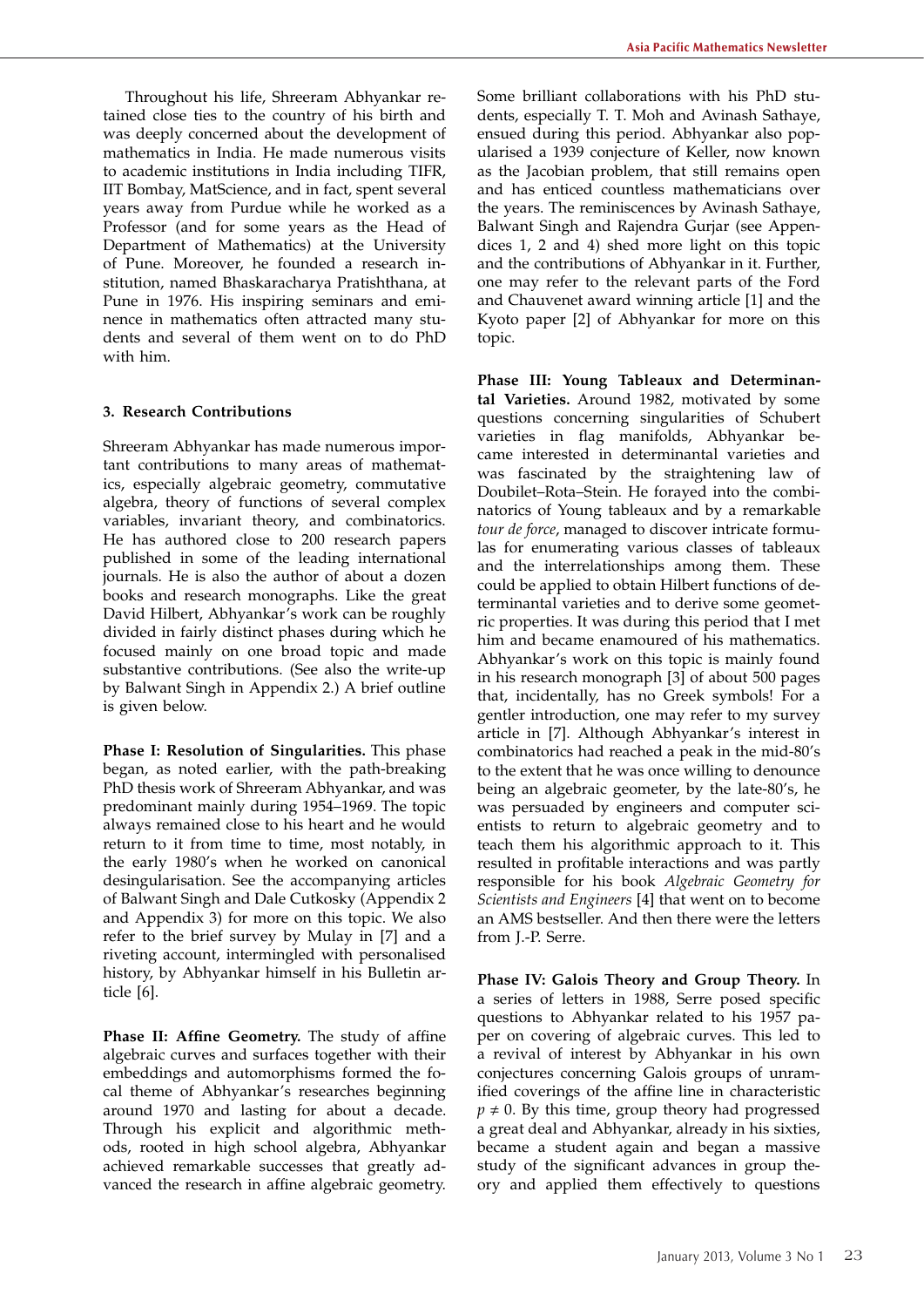Throughout his life, Shreeram Abhyankar retained close ties to the country of his birth and was deeply concerned about the development of mathematics in India. He made numerous visits to academic institutions in India including TIFR, IIT Bombay, MatScience, and in fact, spent several years away from Purdue while he worked as a Professor (and for some years as the Head of Department of Mathematics) at the University of Pune. Moreover, he founded a research institution, named Bhaskaracharya Pratishthana, at Pune in 1976. His inspiring seminars and eminence in mathematics often attracted many students and several of them went on to do PhD with him.

## 3. Research Contributions

Shreeram Abhyankar has made numerous important contributions to many areas of mathematics, especially algebraic geometry, commutative algebra, theory of functions of several complex variables, invariant theory, and combinatorics. He has authored close to 200 research papers published in some of the leading international journals. He is also the author of about a dozen books and research monographs. Like the great David Hilbert, Abhyankar's work can be roughly divided in fairly distinct phases during which he focused mainly on one broad topic and made substantive contributions. (See also the write-up by Balwant Singh in Appendix 2.) A brief outline is given below.

**Phase I: Resolution of Singularities.** This phase began, as noted earlier, with the path-breaking PhD thesis work of Shreeram Abhyankar, and was predominant mainly during 1954–1969. The topic always remained close to his heart and he would return to it from time to time, most notably, in the early 1980's when he worked on canonical desingularisation. See the accompanying articles of Balwant Singh and Dale Cutkosky (Appendix 2 and Appendix 3) for more on this topic. We also refer to the brief survey by Mulay in [7] and a riveting account, intermingled with personalised history, by Abhyankar himself in his Bulletin article [6].

**Phase II: Affine Geometry.** The study of affine algebraic curves and surfaces together with their embeddings and automorphisms formed the focal theme of Abhyankar's researches beginning around 1970 and lasting for about a decade. Through his explicit and algorithmic methods, rooted in high school algebra, Abhyankar achieved remarkable successes that greatly advanced the research in affine algebraic geometry. Some brilliant collaborations with his PhD students, especially T. T. Moh and Avinash Sathaye, ensued during this period. Abhyankar also popularised a 1939 conjecture of Keller, now known as the Jacobian problem, that still remains open and has enticed countless mathematicians over the years. The reminiscences by Avinash Sathaye, Balwant Singh and Rajendra Gurjar (see Appendices 1, 2 and 4) shed more light on this topic and the contributions of Abhyankar in it. Further, one may refer to the relevant parts of the Ford and Chauvenet award winning article [1] and the Kyoto paper [2] of Abhyankar for more on this topic.

**Phase III: Young Tableaux and Determinantal Varieties.** Around 1982, motivated by some questions concerning singularities of Schubert varieties in flag manifolds, Abhyankar became interested in determinantal varieties and was fascinated by the straightening law of Doubilet–Rota–Stein. He forayed into the combinatorics of Young tableaux and by a remarkable *tour de force*, managed to discover intricate formulas for enumerating various classes of tableaux and the interrelationships among them. These could be applied to obtain Hilbert functions of determinantal varieties and to derive some geometric properties. It was during this period that I met him and became enamoured of his mathematics. Abhyankar's work on this topic is mainly found in his research monograph [3] of about 500 pages that, incidentally, has no Greek symbols! For a gentler introduction, one may refer to my survey article in [7]. Although Abhyankar's interest in combinatorics had reached a peak in the mid-80's to the extent that he was once willing to denounce being an algebraic geometer, by the late-80's, he was persuaded by engineers and computer scientists to return to algebraic geometry and to teach them his algorithmic approach to it. This resulted in profitable interactions and was partly responsible for his book *Algebraic Geometry for Scientists and Engineers* [4] that went on to become an AMS bestseller. And then there were the letters from J.-P. Serre.

**Phase IV: Galois Theory and Group Theory.** In a series of letters in 1988, Serre posed specific questions to Abhyankar related to his 1957 paper on covering of algebraic curves. This led to a revival of interest by Abhyankar in his own conjectures concerning Galois groups of unramified coverings of the affine line in characteristic $p \neq 0$. By this time, group theory had progressed a great deal and Abhyankar, already in his sixties, became a student again and began a massive study of the significant advances in group theory and applied them effectively to questions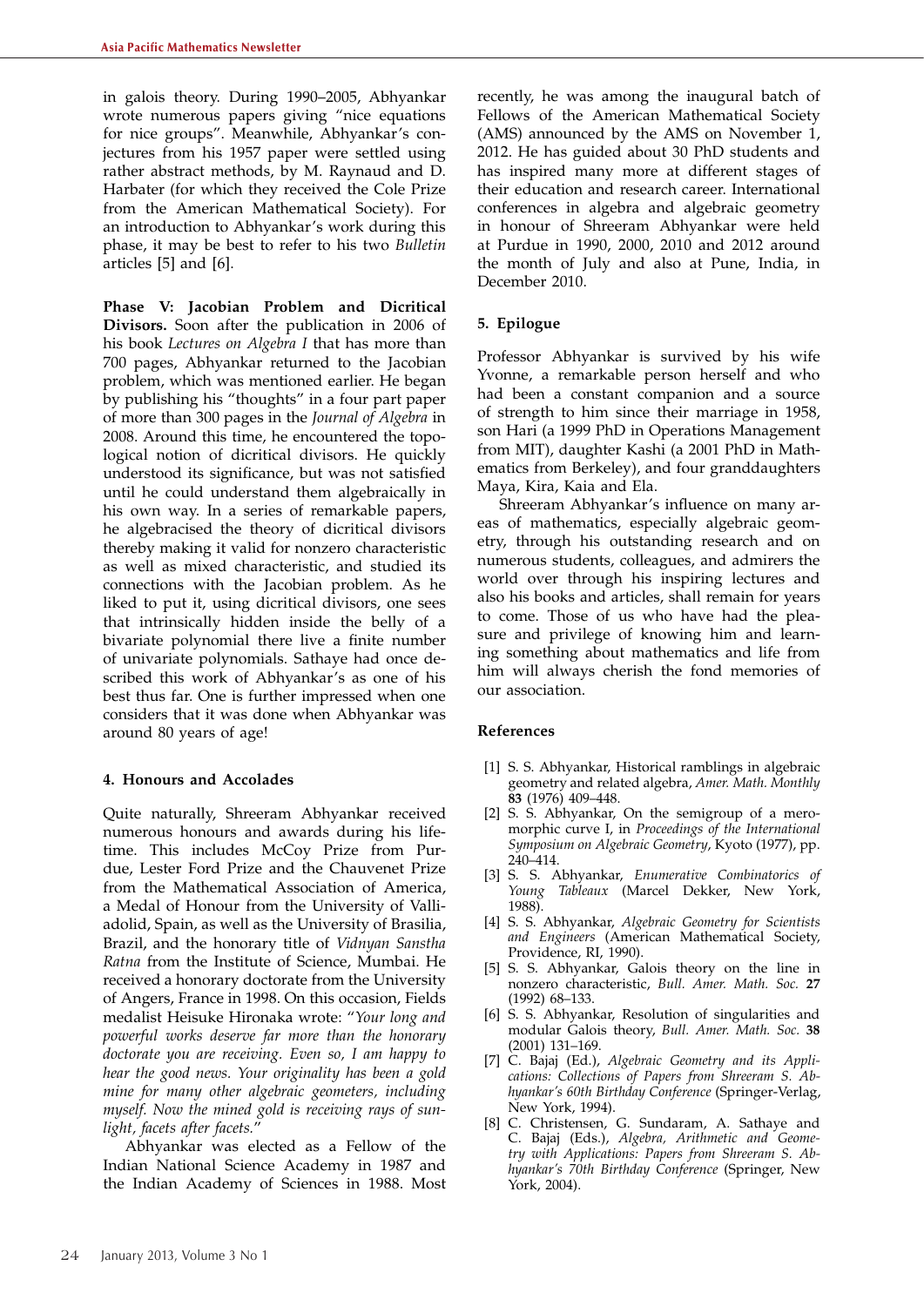in galois theory. During 1990–2005, Abhyankar wrote numerous papers giving "nice equations for nice groups". Meanwhile, Abhyankar's conjectures from his 1957 paper were settled using rather abstract methods, by M. Raynaud and D. Harbater (for which they received the Cole Prize from the American Mathematical Society). For an introduction to Abhyankar's work during this phase, it may be best to refer to his two *Bulletin* articles [5] and [6].

**Phase V: Jacobian Problem and Dicritical Divisors.** Soon after the publication in 2006 of his book *Lectures on Algebra I* that has more than 700 pages, Abhyankar returned to the Jacobian problem, which was mentioned earlier. He began by publishing his "thoughts" in a four part paper of more than 300 pages in the *Journal of Algebra* in 2008. Around this time, he encountered the topological notion of dicritical divisors. He quickly understood its significance, but was not satisfied until he could understand them algebraically in his own way. In a series of remarkable papers, he algebracised the theory of dicritical divisors thereby making it valid for nonzero characteristic as well as mixed characteristic, and studied its connections with the Jacobian problem. As he liked to put it, using dicritical divisors, one sees that intrinsically hidden inside the belly of a bivariate polynomial there live a finite number of univariate polynomials. Sathaye had once described this work of Abhyankar's as one of his best thus far. One is further impressed when one considers that it was done when Abhyankar was around 80 years of age!

## 4. Honours and Accolades

Quite naturally, Shreeram Abhyankar received numerous honours and awards during his lifetime. This includes McCoy Prize from Purdue, Lester Ford Prize and the Chauvenet Prize from the Mathematical Association of America, a Medal of Honour from the University of Valliadolid, Spain, as well as the University of Brasilia, Brazil, and the honorary title of *Vidnyan Sanstha Ratna* from the Institute of Science, Mumbai. He received a honorary doctorate from the University of Angers, France in 1998. On this occasion, Fields medalist Heisuke Hironaka wrote: "*Your long and powerful works deserve far more than the honorary doctorate you are receiving. Even so, I am happy to hear the good news. Your originality has been a gold mine for many other algebraic geometers, including myself. Now the mined gold is receiving rays of sunlight, facets after facets.*"

Abhyankar was elected as a Fellow of the Indian National Science Academy in 1987 and the Indian Academy of Sciences in 1988. Most recently, he was among the inaugural batch of Fellows of the American Mathematical Society (AMS) announced by the AMS on November 1, 2012. He has guided about 30 PhD students and has inspired many more at different stages of their education and research career. International conferences in algebra and algebraic geometry in honour of Shreeram Abhyankar were held at Purdue in 1990, 2000, 2010 and 2012 around the month of July and also at Pune, India, in December 2010.

## 5. Epilogue

Professor Abhyankar is survived by his wife Yvonne, a remarkable person herself and who had been a constant companion and a source of strength to him since their marriage in 1958, son Hari (a 1999 PhD in Operations Management from MIT), daughter Kashi (a 2001 PhD in Mathematics from Berkeley), and four granddaughters Maya, Kira, Kaia and Ela.

Shreeram Abhyankar's influence on many areas of mathematics, especially algebraic geometry, through his outstanding research and on numerous students, colleagues, and admirers the world over through his inspiring lectures and also his books and articles, shall remain for years to come. Those of us who have had the pleasure and privilege of knowing him and learning something about mathematics and life from him will always cherish the fond memories of our association.

## References

[1] S. S. Abhyankar, Historical ramblings in algebraic geometry and related algebra, *Amer. Math. Monthly* **83** (1976) 409–448.

[2] S. S. Abhyankar, On the semigroup of a meromorphic curve I, in *Proceedings of the International Symposium on Algebraic Geometry*, Kyoto (1977), pp. 240–414.

[3] S. S. Abhyankar, *Enumerative Combinatorics of Young Tableaux* (Marcel Dekker, New York, 1988).

[4] S. S. Abhyankar, *Algebraic Geometry for Scientists and Engineers* (American Mathematical Society, Providence, RI, 1990).

[5] S. S. Abhyankar, Galois theory on the line in nonzero characteristic, *Bull. Amer. Math. Soc.* **27** (1992) 68–133.

[6] S. S. Abhyankar, Resolution of singularities and modular Galois theory, *Bull. Amer. Math. Soc.* **38** (2001) 131–169.

[7] C. Bajaj (Ed.), *Algebraic Geometry and its Applications: Collections of Papers from Shreeram S. Abhyankar's 60th Birthday Conference* (Springer-Verlag, New York, 1994).

[8] C. Christensen, G. Sundaram, A. Sathaye and C. Bajaj (Eds.), *Algebra, Arithmetic and Geometry with Applications: Papers from Shreeram S. Abhyankar's 70th Birthday Conference* (Springer, New York, 2004).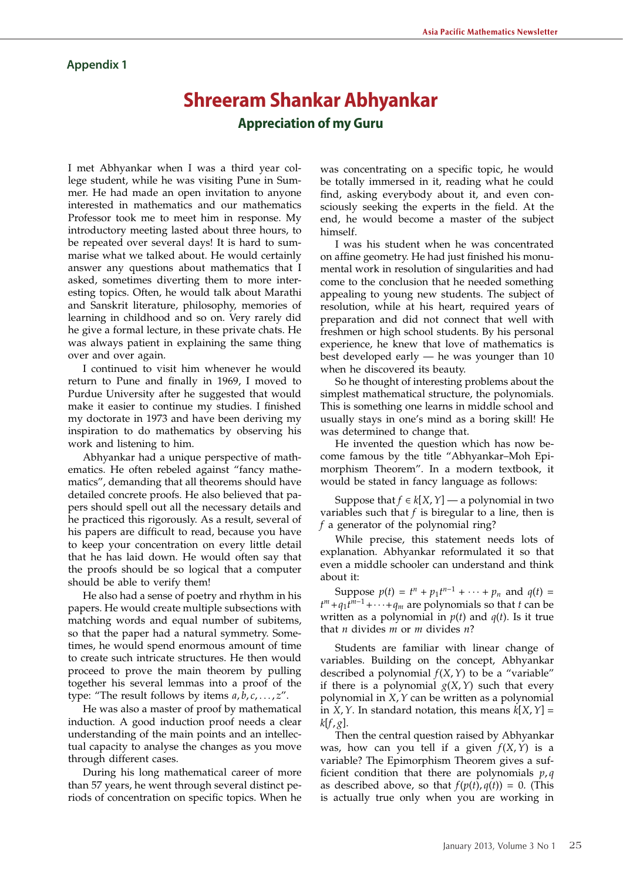## Appendix 1

# Shreeram Shankar Abhyankar

### Appreciation of my Guru

I met Abhyankar when I was a third year college student, while he was visiting Pune in Summer. He had made an open invitation to anyone interested in mathematics and our mathematics Professor took me to meet him in response. My introductory meeting lasted about three hours, to be repeated over several days! It is hard to summarise what we talked about. He would certainly answer any questions about mathematics that I asked, sometimes diverting them to more interesting topics. Often, he would talk about Marathi and Sanskrit literature, philosophy, memories of learning in childhood and so on. Very rarely did he give a formal lecture, in these private chats. He was always patient in explaining the same thing over and over again.

I continued to visit him whenever he would return to Pune and finally in 1969, I moved to Purdue University after he suggested that would make it easier to continue my studies. I finished my doctorate in 1973 and have been deriving my inspiration to do mathematics by observing his work and listening to him.

Abhyankar had a unique perspective of mathematics. He often rebeled against "fancy mathematics", demanding that all theorems should have detailed concrete proofs. He also believed that papers should spell out all the necessary details and he practiced this rigorously. As a result, several of his papers are difficult to read, because you have to keep your concentration on every little detail that he has laid down. He would often say that the proofs should be so logical that a computer should be able to verify them!

He also had a sense of poetry and rhythm in his papers. He would create multiple subsections with matching words and equal number of subitems, so that the paper had a natural symmetry. Sometimes, he would spend enormous amount of time to create such intricate structures. He then would proceed to prove the main theorem by pulling together his several lemmas into a proof of the type: "The result follows by items $a, b, c, \ldots, z$".

He was also a master of proof by mathematical induction. A good induction proof needs a clear understanding of the main points and an intellectual capacity to analyse the changes as you move through different cases.

During his long mathematical career of more than 57 years, he went through several distinct periods of concentration on specific topics. When he was concentrating on a specific topic, he would be totally immersed in it, reading what he could find, asking everybody about it, and even consciously seeking the experts in the field. At the end, he would become a master of the subject himself.

I was his student when he was concentrated on affine geometry. He had just finished his monumental work in resolution of singularities and had come to the conclusion that he needed something appealing to young new students. The subject of resolution, while at his heart, required years of preparation and did not connect that well with freshmen or high school students. By his personal experience, he knew that love of mathematics is best developed early — he was younger than 10 when he discovered its beauty.

So he thought of interesting problems about the simplest mathematical structure, the polynomials. This is something one learns in middle school and usually stays in one's mind as a boring skill! He was determined to change that.

He invented the question which has now become famous by the title "Abhyankar–Moh Epimorphism Theorem". In a modern textbook, it would be stated in fancy language as follows:

> Suppose that $f \in k[X, Y]$ — a polynomial in two variables such that $f$ is biregular to a line, then is $f$ a generator of the polynomial ring?

While precise, this statement needs lots of explanation. Abhyankar reformulated it so that even a middle schooler can understand and think about it:

> Suppose $p(t) = t^n + p_1 t^{n-1} + \cdots + p_n$ and $q(t) = t^m + q_1 t^{m-1} + \cdots + q_m$ are polynomials so that $t$ can be written as a polynomial in $p(t)$ and $q(t)$. Is it true that $n$ divides $m$ or $m$ divides $n$?

Students are familiar with linear change of variables. Building on the concept, Abhyankar described a polynomial $f(X, Y)$ to be a "variable" if there is a polynomial $g(X, Y)$ such that every polynomial in $X, Y$ can be written as a polynomial in $X, Y$. In standard notation, this means $k[X, Y] = k[f, g]$.

Then the central question raised by Abhyankar was, how can you tell if a given $f(X, Y)$ is a variable? The Epimorphism Theorem gives a sufficient condition that there are polynomials $p, q$ as described above, so that $f(p(t), q(t)) = 0$. (This is actually true only when you are working in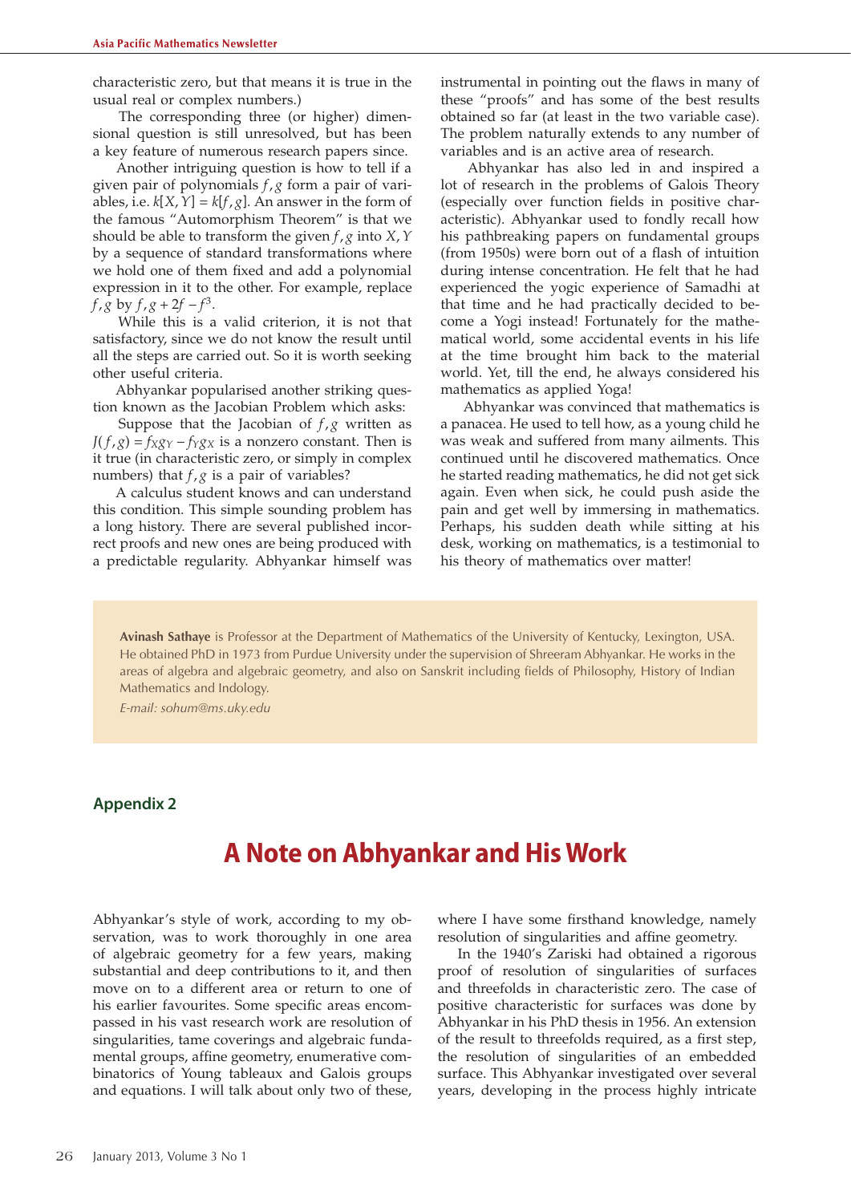characteristic zero, but that means it is true in the usual real or complex numbers.)

The corresponding three (or higher) dimensional question is still unresolved, but has been a key feature of numerous research papers since.

Another intriguing question is how to tell if a given pair of polynomials $f, g$ form a pair of variables, i.e. $k[X, Y] = k[f, g]$. An answer in the form of the famous "Automorphism Theorem" is that we should be able to transform the given $f, g$ into $X, Y$ by a sequence of standard transformations where we hold one of them fixed and add a polynomial expression in it to the other. For example, replace $f, g$ by $f, g + 2f - f^3$.

While this is a valid criterion, it is not that satisfactory, since we do not know the result until all the steps are carried out. So it is worth seeking other useful criteria.

Abhyankar popularised another striking question known as the Jacobian Problem which asks:

Suppose that the Jacobian of $f, g$ written as $J(f, g) = f_X g_Y - f_Y g_X$ is a nonzero constant. Then is it true (in characteristic zero, or simply in complex numbers) that $f, g$ is a pair of variables?

A calculus student knows and can understand this condition. This simple sounding problem has a long history. There are several published incorrect proofs and new ones are being produced with a predictable regularity. Abhyankar himself was instrumental in pointing out the flaws in many of these "proofs" and has some of the best results obtained so far (at least in the two variable case). The problem naturally extends to any number of variables and is an active area of research.

Abhyankar has also led in and inspired a lot of research in the problems of Galois Theory (especially over function fields in positive characteristic). Abhyankar used to fondly recall how his pathbreaking papers on fundamental groups (from 1950s) were born out of a flash of intuition during intense concentration. He felt that he had experienced the yogic experience of Samadhi at that time and he had practically decided to become a Yogi instead! Fortunately for the mathematical world, some accidental events in his life at the time brought him back to the material world. Yet, till the end, he always considered his mathematics as applied Yoga!

Abhyankar was convinced that mathematics is a panacea. He used to tell how, as a young child he was weak and suffered from many ailments. This continued until he discovered mathematics. Once he started reading mathematics, he did not get sick again. Even when sick, he could push aside the pain and get well by immersing in mathematics. Perhaps, his sudden death while sitting at his desk, working on mathematics, is a testimonial to his theory of mathematics over matter!

**Avinash Sathaye** is Professor at the Department of Mathematics of the University of Kentucky, Lexington, USA. He obtained PhD in 1973 from Purdue University under the supervision of Shreeram Abhyankar. He works in the areas of algebra and algebraic geometry, and also on Sanskrit including fields of Philosophy, History of Indian Mathematics and Indology.

*E-mail: sohum@ms.uky.edu*

## Appendix 2

# A Note on Abhyankar and His Work

Abhyankar's style of work, according to my observation, was to work thoroughly in one area of algebraic geometry for a few years, making substantial and deep contributions to it, and then move on to a different area or return to one of his earlier favourites. Some specific areas encompassed in his vast research work are resolution of singularities, tame coverings and algebraic fundamental groups, affine geometry, enumerative combinatorics of Young tableaux and Galois groups and equations. I will talk about only two of these, where I have some firsthand knowledge, namely resolution of singularities and affine geometry.

In the 1940's Zariski had obtained a rigorous proof of resolution of singularities of surfaces and threefolds in characteristic zero. The case of positive characteristic for surfaces was done by Abhyankar in his PhD thesis in 1956. An extension of the result to threefolds required, as a first step, the resolution of singularities of an embedded surface. This Abhyankar investigated over several years, developing in the process highly intricate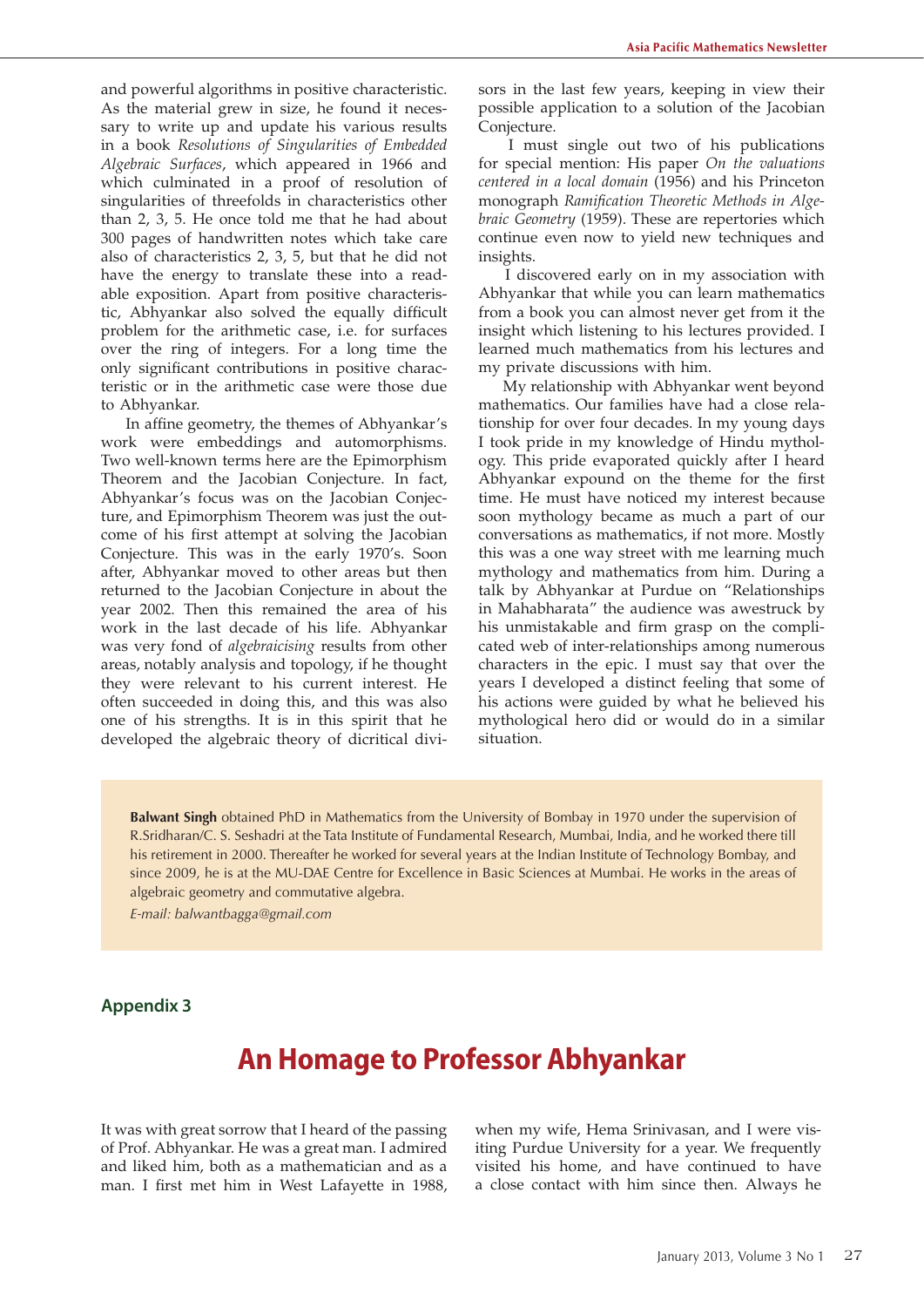and powerful algorithms in positive characteristic. As the material grew in size, he found it necessary to write up and update his various results in a book *Resolutions of Singularities of Embedded Algebraic Surfaces*, which appeared in 1966 and which culminated in a proof of resolution of singularities of threefolds in characteristics other than 2, 3, 5. He once told me that he had about 300 pages of handwritten notes which take care also of characteristics 2, 3, 5, but that he did not have the energy to translate these into a readable exposition. Apart from positive characteristic, Abhyankar also solved the equally difficult problem for the arithmetic case, i.e. for surfaces over the ring of integers. For a long time the only significant contributions in positive characteristic or in the arithmetic case were those due to Abhyankar.

In affine geometry, the themes of Abhyankar's work were embeddings and automorphisms. Two well-known terms here are the Epimorphism Theorem and the Jacobian Conjecture. In fact, Abhyankar's focus was on the Jacobian Conjecture, and Epimorphism Theorem was just the outcome of his first attempt at solving the Jacobian Conjecture. This was in the early 1970's. Soon after, Abhyankar moved to other areas but then returned to the Jacobian Conjecture in about the year 2002. Then this remained the area of his work in the last decade of his life. Abhyankar was very fond of *algebraicising* results from other areas, notably analysis and topology, if he thought they were relevant to his current interest. He often succeeded in doing this, and this was also one of his strengths. It is in this spirit that he developed the algebraic theory of dicritical divisors in the last few years, keeping in view their possible application to a solution of the Jacobian Conjecture.

I must single out two of his publications for special mention: His paper *On the valuations centered in a local domain* (1956) and his Princeton monograph *Ramification Theoretic Methods in Algebraic Geometry* (1959). These are repertories which continue even now to yield new techniques and insights.

I discovered early on in my association with Abhyankar that while you can learn mathematics from a book you can almost never get from it the insight which listening to his lectures provided. I learned much mathematics from his lectures and my private discussions with him.

My relationship with Abhyankar went beyond mathematics. Our families have had a close relationship for over four decades. In my young days I took pride in my knowledge of Hindu mythology. This pride evaporated quickly after I heard Abhyankar expound on the theme for the first time. He must have noticed my interest because soon mythology became as much a part of our conversations as mathematics, if not more. Mostly this was a one way street with me learning much mythology and mathematics from him. During a talk by Abhyankar at Purdue on "Relationships in Mahabharata" the audience was awestruck by his unmistakable and firm grasp on the complicated web of inter-relationships among numerous characters in the epic. I must say that over the years I developed a distinct feeling that some of his actions were guided by what he believed his mythological hero did or would do in a similar situation.

**Balwant Singh** obtained PhD in Mathematics from the University of Bombay in 1970 under the supervision of R.Sridharan/C. S. Seshadri at the Tata Institute of Fundamental Research, Mumbai, India, and he worked there till his retirement in 2000. Thereafter he worked for several years at the Indian Institute of Technology Bombay, and since 2009, he is at the MU-DAE Centre for Excellence in Basic Sciences at Mumbai. He works in the areas of algebraic geometry and commutative algebra.

*E-mail: balwantbagga@gmail.com*

## Appendix 3

# An Homage to Professor Abhyankar

It was with great sorrow that I heard of the passing of Prof. Abhyankar. He was a great man. I admired and liked him, both as a mathematician and as a man. I first met him in West Lafayette in 1988, when my wife, Hema Srinivasan, and I were visiting Purdue University for a year. We frequently visited his home, and have continued to have a close contact with him since then. Always he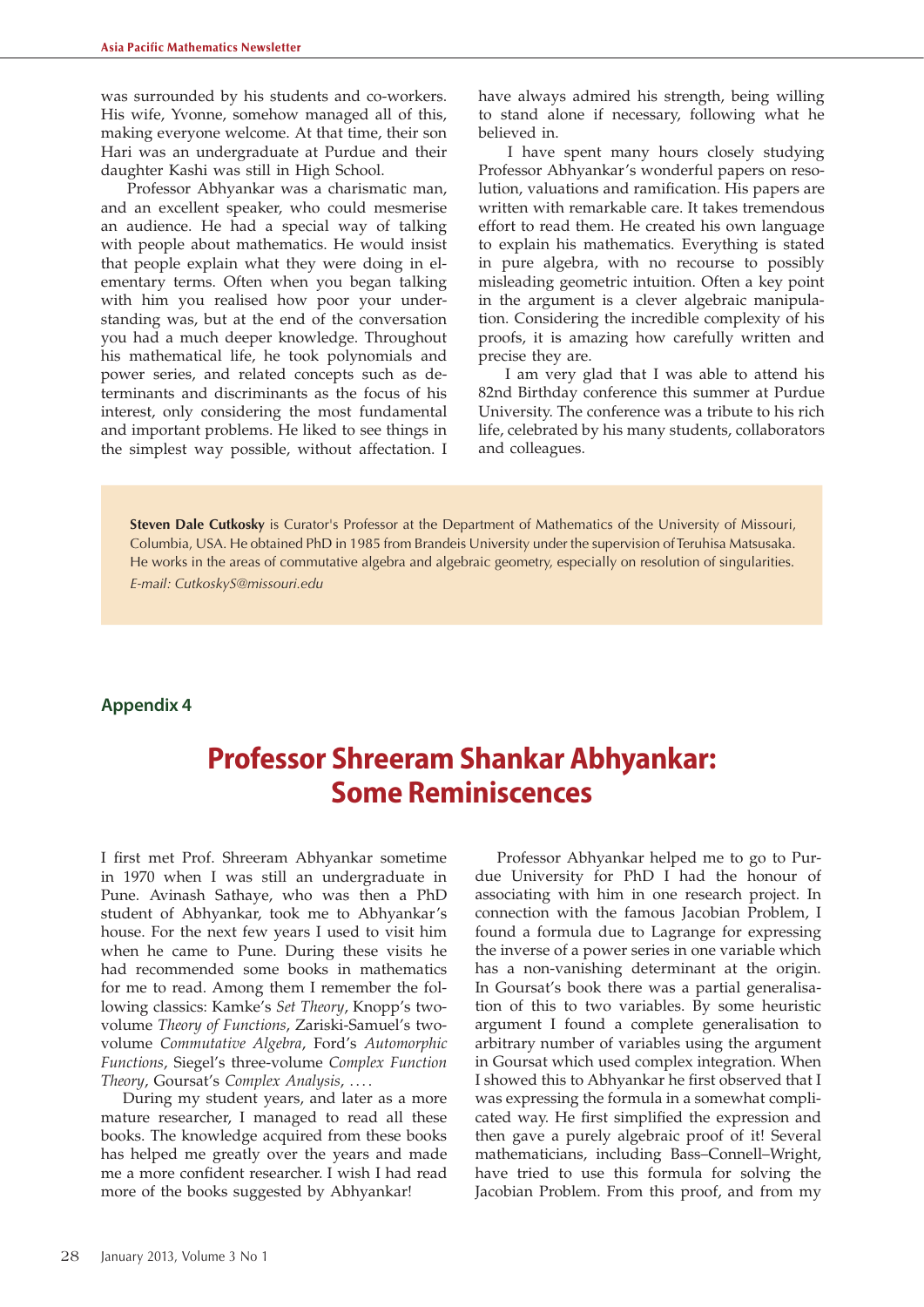was surrounded by his students and co-workers. His wife, Yvonne, somehow managed all of this, making everyone welcome. At that time, their son Hari was an undergraduate at Purdue and their daughter Kashi was still in High School.

Professor Abhyankar was a charismatic man, and an excellent speaker, who could mesmerise an audience. He had a special way of talking with people about mathematics. He would insist that people explain what they were doing in elementary terms. Often when you began talking with him you realised how poor your understanding was, but at the end of the conversation you had a much deeper knowledge. Throughout his mathematical life, he took polynomials and power series, and related concepts such as determinants and discriminants as the focus of his interest, only considering the most fundamental and important problems. He liked to see things in the simplest way possible, without affectation. I have always admired his strength, being willing to stand alone if necessary, following what he believed in.

I have spent many hours closely studying Professor Abhyankar's wonderful papers on resolution, valuations and ramification. His papers are written with remarkable care. It takes tremendous effort to read them. He created his own language to explain his mathematics. Everything is stated in pure algebra, with no recourse to possibly misleading geometric intuition. Often a key point in the argument is a clever algebraic manipulation. Considering the incredible complexity of his proofs, it is amazing how carefully written and precise they are.

I am very glad that I was able to attend his 82nd Birthday conference this summer at Purdue University. The conference was a tribute to his rich life, celebrated by his many students, collaborators and colleagues.

**Steven Dale Cutkosky** is Curator's Professor at the Department of Mathematics of the University of Missouri, Columbia, USA. He obtained PhD in 1985 from Brandeis University under the supervision of Teruhisa Matsusaka. He works in the areas of commutative algebra and algebraic geometry, especially on resolution of singularities.
*E-mail: CutkoskyS@missouri.edu*

## Appendix 4

# Professor Shreeram Shankar Abhyankar: Some Reminiscences

I first met Prof. Shreeram Abhyankar sometime in 1970 when I was still an undergraduate in Pune. Avinash Sathaye, who was then a PhD student of Abhyankar, took me to Abhyankar's house. For the next few years I used to visit him when he came to Pune. During these visits he had recommended some books in mathematics for me to read. Among them I remember the following classics: Kamke's *Set Theory*, Knopp's two-volume *Theory of Functions*, Zariski-Samuel's two-volume *Commutative Algebra*, Ford's *Automorphic Functions*, Siegel's three-volume *Complex Function Theory*, Goursat's *Complex Analysis*, ....

During my student years, and later as a more mature researcher, I managed to read all these books. The knowledge acquired from these books has helped me greatly over the years and made me a more confident researcher. I wish I had read more of the books suggested by Abhyankar!

Professor Abhyankar helped me to go to Purdue University for PhD I had the honour of associating with him in one research project. In connection with the famous Jacobian Problem, I found a formula due to Lagrange for expressing the inverse of a power series in one variable which has a non-vanishing determinant at the origin. In Goursat's book there was a partial generalisation of this to two variables. By some heuristic argument I found a complete generalisation to arbitrary number of variables using the argument in Goursat which used complex integration. When I showed this to Abhyankar he first observed that I was expressing the formula in a somewhat complicated way. He first simplified the expression and then gave a purely algebraic proof of it! Several mathematicians, including Bass–Connell–Wright, have tried to use this formula for solving the Jacobian Problem. From this proof, and from my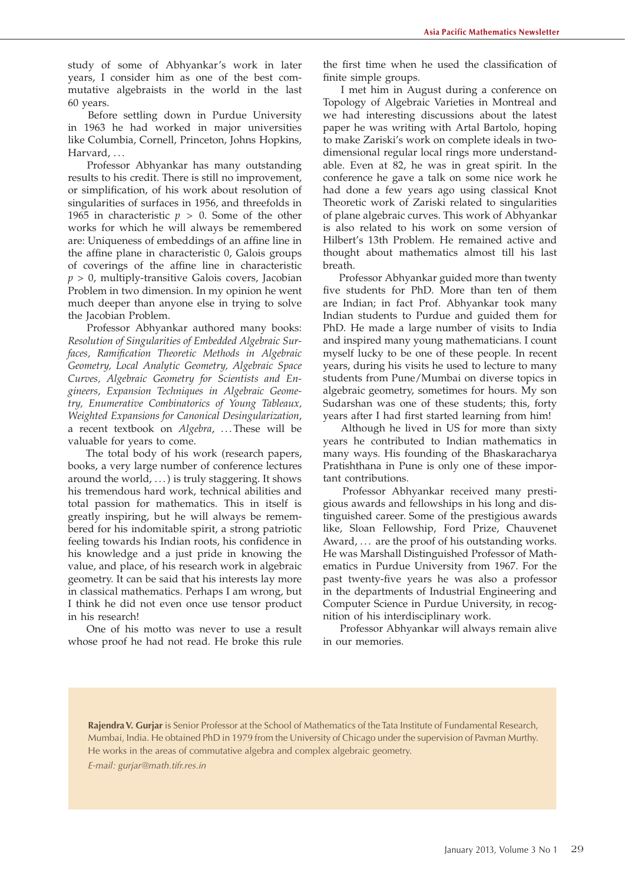study of some of Abhyankar's work in later years, I consider him as one of the best commutative algebraists in the world in the last 60 years.

Before settling down in Purdue University in 1963 he had worked in major universities like Columbia, Cornell, Princeton, Johns Hopkins, Harvard, …

Professor Abhyankar has many outstanding results to his credit. There is still no improvement, or simplification, of his work about resolution of singularities of surfaces in 1956, and threefolds in 1965 in characteristic $p > 0$. Some of the other works for which he will always be remembered are: Uniqueness of embeddings of an affine line in the affine plane in characteristic 0, Galois groups of coverings of the affine line in characteristic $p > 0$, multiply-transitive Galois covers, Jacobian Problem in two dimension. In my opinion he went much deeper than anyone else in trying to solve the Jacobian Problem.

Professor Abhyankar authored many books: *Resolution of Singularities of Embedded Algebraic Surfaces, Ramification Theoretic Methods in Algebraic Geometry, Local Analytic Geometry, Algebraic Space Curves, Algebraic Geometry for Scientists and Engineers, Expansion Techniques in Algebraic Geometry, Enumerative Combinatorics of Young Tableaux, Weighted Expansions for Canonical Desingularization*, a recent textbook on *Algebra*, … These will be valuable for years to come.

The total body of his work (research papers, books, a very large number of conference lectures around the world, …) is truly staggering. It shows his tremendous hard work, technical abilities and total passion for mathematics. This in itself is greatly inspiring, but he will always be remembered for his indomitable spirit, a strong patriotic feeling towards his Indian roots, his confidence in his knowledge and a just pride in knowing the value, and place, of his research work in algebraic geometry. It can be said that his interests lay more in classical mathematics. Perhaps I am wrong, but I think he did not even once use tensor product in his research!

One of his motto was never to use a result whose proof he had not read. He broke this rule the first time when he used the classification of finite simple groups.

I met him in August during a conference on Topology of Algebraic Varieties in Montreal and we had interesting discussions about the latest paper he was writing with Artal Bartolo, hoping to make Zariski's work on complete ideals in two-dimensional regular local rings more understandable. Even at 82, he was in great spirit. In the conference he gave a talk on some nice work he had done a few years ago using classical Knot Theoretic work of Zariski related to singularities of plane algebraic curves. This work of Abhyankar is also related to his work on some version of Hilbert's 13th Problem. He remained active and thought about mathematics almost till his last breath.

Professor Abhyankar guided more than twenty five students for PhD. More than ten of them are Indian; in fact Prof. Abhyankar took many Indian students to Purdue and guided them for PhD. He made a large number of visits to India and inspired many young mathematicians. I count myself lucky to be one of these people. In recent years, during his visits he used to lecture to many students from Pune/Mumbai on diverse topics in algebraic geometry, sometimes for hours. My son Sudarshan was one of these students; this, forty years after I had first started learning from him!

Although he lived in US for more than sixty years he contributed to Indian mathematics in many ways. His founding of the Bhaskaracharya Pratishthana in Pune is only one of these important contributions.

Professor Abhyankar received many prestigious awards and fellowships in his long and distinguished career. Some of the prestigious awards like, Sloan Fellowship, Ford Prize, Chauvenet Award, … are the proof of his outstanding works. He was Marshall Distinguished Professor of Mathematics in Purdue University from 1967. For the past twenty-five years he was also a professor in the departments of Industrial Engineering and Computer Science in Purdue University, in recognition of his interdisciplinary work.

Professor Abhyankar will always remain alive in our memories.

**Rajendra V. Gurjar** is Senior Professor at the School of Mathematics of the Tata Institute of Fundamental Research, Mumbai, India. He obtained PhD in 1979 from the University of Chicago under the supervision of Pavman Murthy. He works in the areas of commutative algebra and complex algebraic geometry.

*E-mail: gurjar@math.tifr.res.in*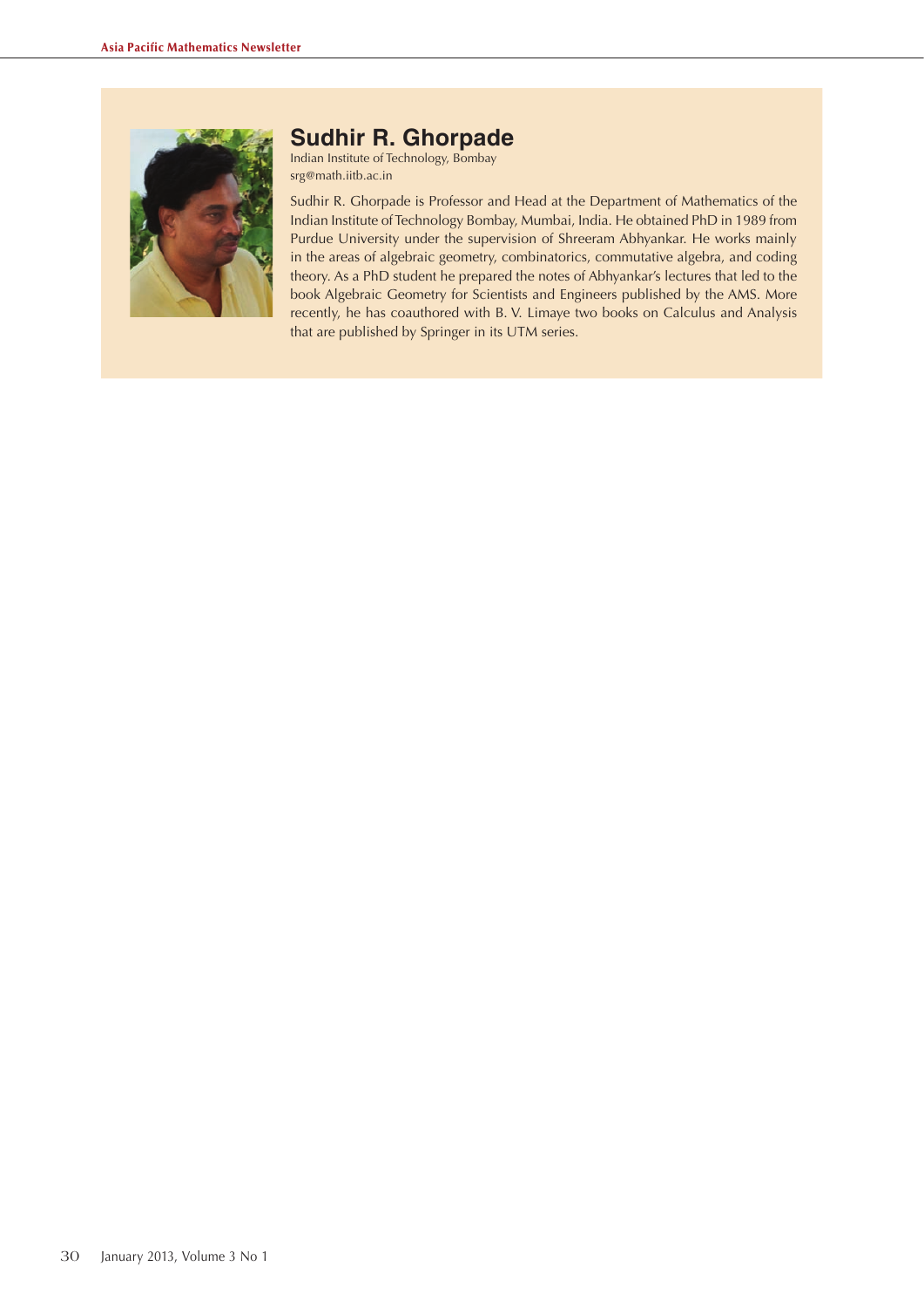## Sudhir R. Ghorpade

Indian Institute of Technology, Bombay
srg@math.iitb.ac.in

Sudhir R. Ghorpade is Professor and Head at the Department of Mathematics of the Indian Institute of Technology Bombay, Mumbai, India. He obtained PhD in 1989 from Purdue University under the supervision of Shreeram Abhyankar. He works mainly in the areas of algebraic geometry, combinatorics, commutative algebra, and coding theory. As a PhD student he prepared the notes of Abhyankar's lectures that led to the book Algebraic Geometry for Scientists and Engineers published by the AMS. More recently, he has coauthored with B. V. Limaye two books on Calculus and Analysis that are published by Springer in its UTM series.